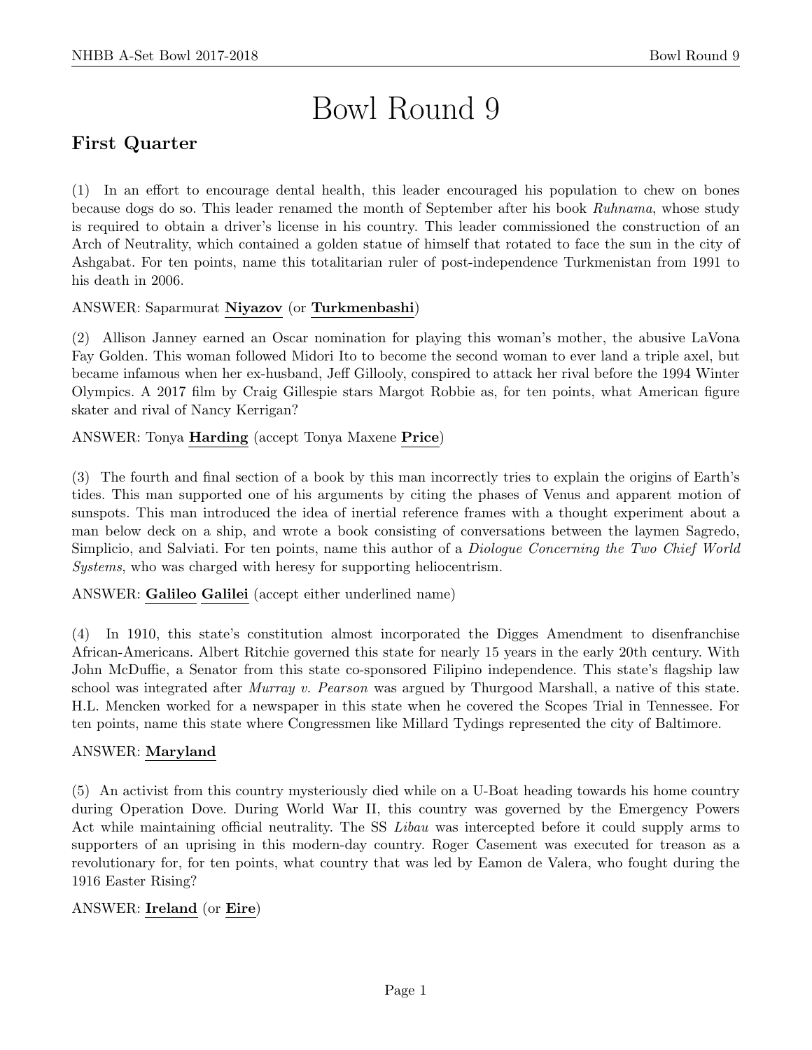# Bowl Round 9

## First Quarter

(1) In an effort to encourage dental health, this leader encouraged his population to chew on bones because dogs do so. This leader renamed the month of September after his book *Ruhnama*, whose study is required to obtain a driver's license in his country. This leader commissioned the construction of an Arch of Neutrality, which contained a golden statue of himself that rotated to face the sun in the city of Ashgabat. For ten points, name this totalitarian ruler of post-independence Turkmenistan from 1991 to his death in 2006.

ANSWER: Saparmurat **Niyazov** (or **Turkmenbashi**)

(2) Allison Janney earned an Oscar nomination for playing this woman's mother, the abusive LaVona Fay Golden. This woman followed Midori Ito to become the second woman to ever land a triple axel, but became infamous when her ex-husband, Jeff Gillooly, conspired to attack her rival before the 1994 Winter Olympics. A 2017 film by Craig Gillespie stars Margot Robbie as, for ten points, what American figure skater and rival of Nancy Kerrigan?

ANSWER: Tonya **Harding** (accept Tonya Maxene **Price**)

(3) The fourth and final section of a book by this man incorrectly tries to explain the origins of Earth's tides. This man supported one of his arguments by citing the phases of Venus and apparent motion of sunspots. This man introduced the idea of inertial reference frames with a thought experiment about a man below deck on a ship, and wrote a book consisting of conversations between the laymen Sagredo, Simplicio, and Salviati. For ten points, name this author of a *Diologue Concerning the Two Chief World Systems*, who was charged with heresy for supporting heliocentrism.

ANSWER: **Galileo** **Galilei** (accept either underlined name)

(4) In 1910, this state's constitution almost incorporated the Digges Amendment to disenfranchise African-Americans. Albert Ritchie governed this state for nearly 15 years in the early 20th century. With John McDuffie, a Senator from this state co-sponsored Filipino independence. This state's flagship law school was integrated after *Murray v. Pearson* was argued by Thurgood Marshall, a native of this state. H.L. Mencken worked for a newspaper in this state when he covered the Scopes Trial in Tennessee. For ten points, name this state where Congressmen like Millard Tydings represented the city of Baltimore.

ANSWER: **Maryland**

(5) An activist from this country mysteriously died while on a U-Boat heading towards his home country during Operation Dove. During World War II, this country was governed by the Emergency Powers Act while maintaining official neutrality. The SS *Libau* was intercepted before it could supply arms to supporters of an uprising in this modern-day country. Roger Casement was executed for treason as a revolutionary for, for ten points, what country that was led by Eamon de Valera, who fought during the 1916 Easter Rising?

ANSWER: **Ireland** (or **Eire**)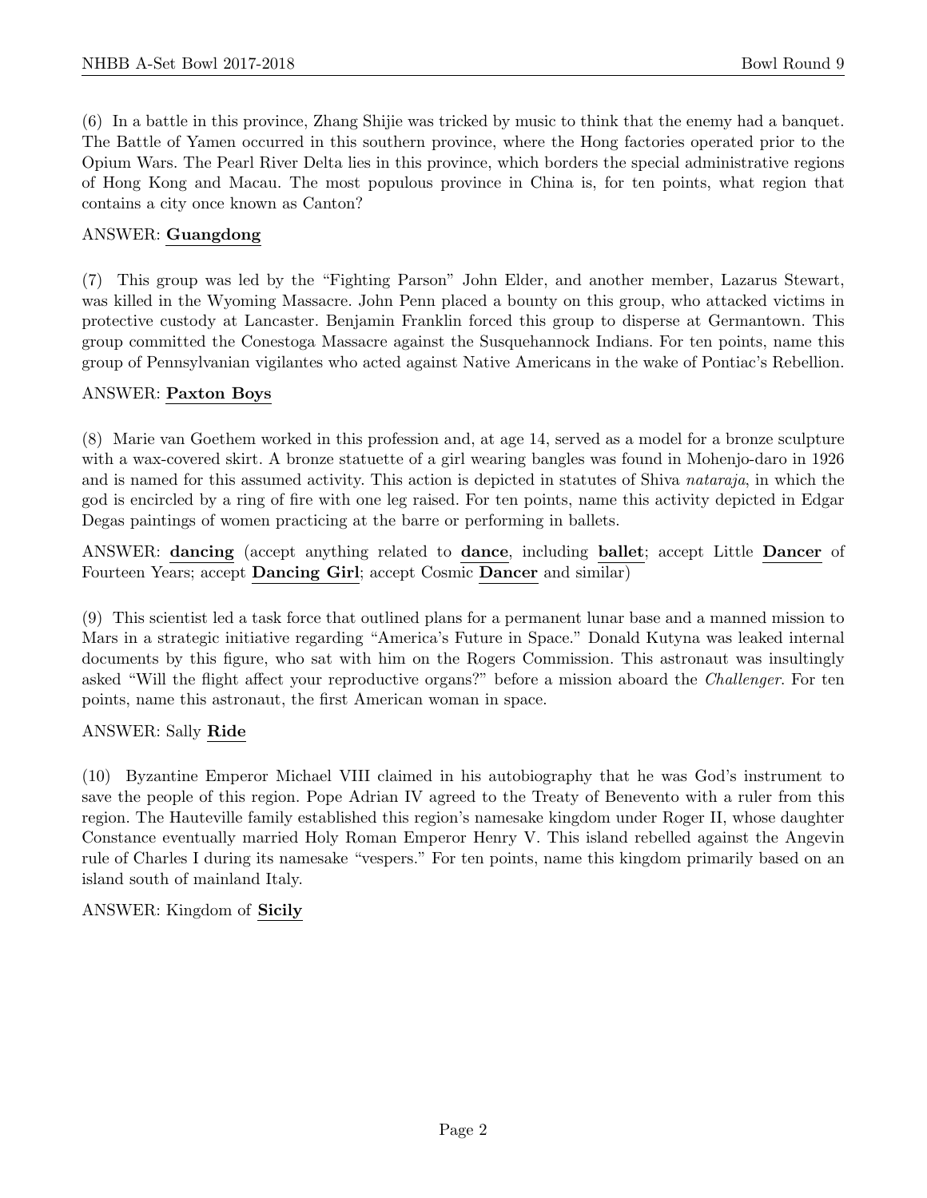(6) In a battle in this province, Zhang Shijie was tricked by music to think that the enemy had a banquet. The Battle of Yamen occurred in this southern province, where the Hong factories operated prior to the Opium Wars. The Pearl River Delta lies in this province, which borders the special administrative regions of Hong Kong and Macau. The most populous province in China is, for ten points, what region that contains a city once known as Canton?

ANSWER: **Guangdong**

(7) This group was led by the "Fighting Parson" John Elder, and another member, Lazarus Stewart, was killed in the Wyoming Massacre. John Penn placed a bounty on this group, who attacked victims in protective custody at Lancaster. Benjamin Franklin forced this group to disperse at Germantown. This group committed the Conestoga Massacre against the Susquehannock Indians. For ten points, name this group of Pennsylvanian vigilantes who acted against Native Americans in the wake of Pontiac's Rebellion.

ANSWER: **Paxton Boys**

(8) Marie van Goethem worked in this profession and, at age 14, served as a model for a bronze sculpture with a wax-covered skirt. A bronze statuette of a girl wearing bangles was found in Mohenjo-daro in 1926 and is named for this assumed activity. This action is depicted in statutes of Shiva *nataraja*, in which the god is encircled by a ring of fire with one leg raised. For ten points, name this activity depicted in Edgar Degas paintings of women practicing at the barre or performing in ballets.

ANSWER: **dancing** (accept anything related to **dance**, including **ballet**; accept Little **Dancer** of Fourteen Years; accept **Dancing Girl**; accept Cosmic **Dancer** and similar)

(9) This scientist led a task force that outlined plans for a permanent lunar base and a manned mission to Mars in a strategic initiative regarding "America's Future in Space." Donald Kutyna was leaked internal documents by this figure, who sat with him on the Rogers Commission. This astronaut was insultingly asked "Will the flight affect your reproductive organs?" before a mission aboard the *Challenger*. For ten points, name this astronaut, the first American woman in space.

ANSWER: Sally **Ride**

(10) Byzantine Emperor Michael VIII claimed in his autobiography that he was God's instrument to save the people of this region. Pope Adrian IV agreed to the Treaty of Benevento with a ruler from this region. The Hauteville family established this region's namesake kingdom under Roger II, whose daughter Constance eventually married Holy Roman Emperor Henry V. This island rebelled against the Angevin rule of Charles I during its namesake "vespers." For ten points, name this kingdom primarily based on an island south of mainland Italy.

ANSWER: Kingdom of **Sicily**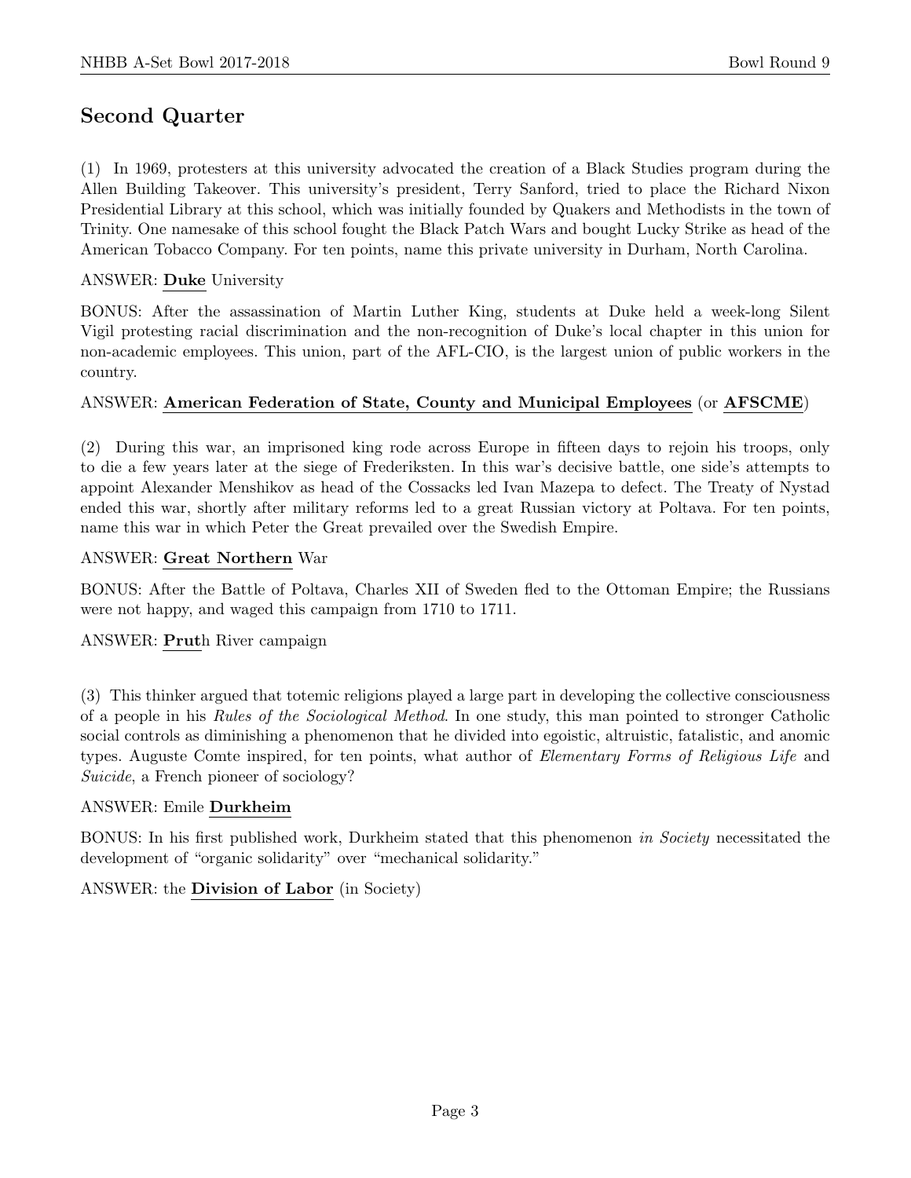## Second Quarter

(1) In 1969, protesters at this university advocated the creation of a Black Studies program during the Allen Building Takeover. This university's president, Terry Sanford, tried to place the Richard Nixon Presidential Library at this school, which was initially founded by Quakers and Methodists in the town of Trinity. One namesake of this school fought the Black Patch Wars and bought Lucky Strike as head of the American Tobacco Company. For ten points, name this private university in Durham, North Carolina.

ANSWER: **Duke** University

BONUS: After the assassination of Martin Luther King, students at Duke held a week-long Silent Vigil protesting racial discrimination and the non-recognition of Duke's local chapter in this union for non-academic employees. This union, part of the AFL-CIO, is the largest union of public workers in the country.

ANSWER: **American Federation of State, County and Municipal Employees** (or **AFSCME**)

(2) During this war, an imprisoned king rode across Europe in fifteen days to rejoin his troops, only to die a few years later at the siege of Frederiksten. In this war's decisive battle, one side's attempts to appoint Alexander Menshikov as head of the Cossacks led Ivan Mazepa to defect. The Treaty of Nystad ended this war, shortly after military reforms led to a great Russian victory at Poltava. For ten points, name this war in which Peter the Great prevailed over the Swedish Empire.

ANSWER: **Great Northern** War

BONUS: After the Battle of Poltava, Charles XII of Sweden fled to the Ottoman Empire; the Russians were not happy, and waged this campaign from 1710 to 1711.

ANSWER: **Prut**h River campaign

(3) This thinker argued that totemic religions played a large part in developing the collective consciousness of a people in his *Rules of the Sociological Method*. In one study, this man pointed to stronger Catholic social controls as diminishing a phenomenon that he divided into egoistic, altruistic, fatalistic, and anomic types. Auguste Comte inspired, for ten points, what author of *Elementary Forms of Religious Life* and *Suicide*, a French pioneer of sociology?

ANSWER: Emile **Durkheim**

BONUS: In his first published work, Durkheim stated that this phenomenon *in Society* necessitated the development of "organic solidarity" over "mechanical solidarity."

ANSWER: the **Division of Labor** (in Society)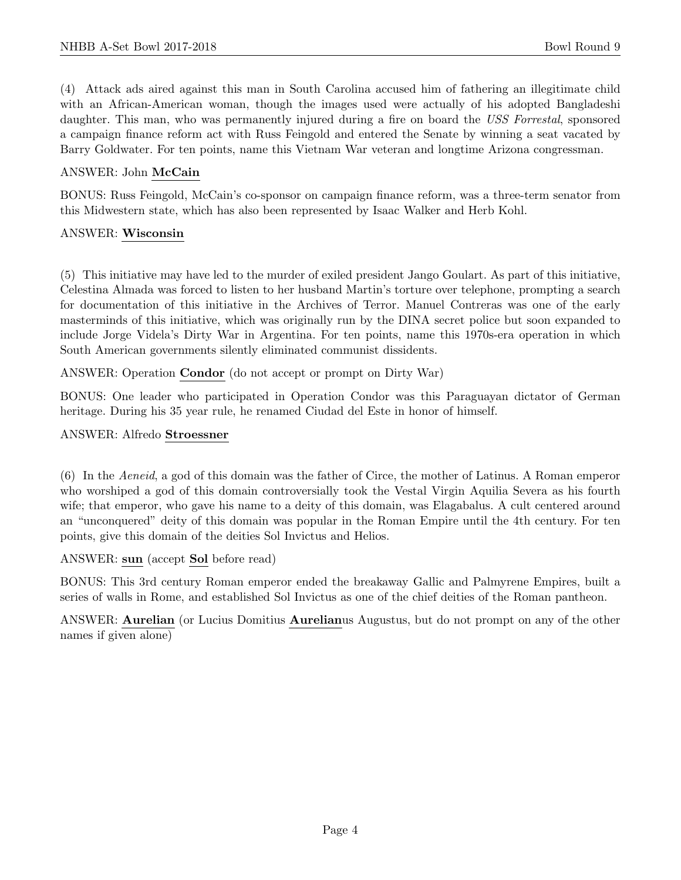(4) Attack ads aired against this man in South Carolina accused him of fathering an illegitimate child with an African-American woman, though the images used were actually of his adopted Bangladeshi daughter. This man, who was permanently injured during a fire on board the *USS Forrestal*, sponsored a campaign finance reform act with Russ Feingold and entered the Senate by winning a seat vacated by Barry Goldwater. For ten points, name this Vietnam War veteran and longtime Arizona congressman.

ANSWER: John **McCain**

BONUS: Russ Feingold, McCain's co-sponsor on campaign finance reform, was a three-term senator from this Midwestern state, which has also been represented by Isaac Walker and Herb Kohl.

ANSWER: **Wisconsin**

(5) This initiative may have led to the murder of exiled president Jango Goulart. As part of this initiative, Celestina Almada was forced to listen to her husband Martin's torture over telephone, prompting a search for documentation of this initiative in the Archives of Terror. Manuel Contreras was one of the early masterminds of this initiative, which was originally run by the DINA secret police but soon expanded to include Jorge Videla's Dirty War in Argentina. For ten points, name this 1970s-era operation in which South American governments silently eliminated communist dissidents.

ANSWER: Operation **Condor** (do not accept or prompt on Dirty War)

BONUS: One leader who participated in Operation Condor was this Paraguayan dictator of German heritage. During his 35 year rule, he renamed Ciudad del Este in honor of himself.

ANSWER: Alfredo **Stroessner**

(6) In the *Aeneid*, a god of this domain was the father of Circe, the mother of Latinus. A Roman emperor who worshiped a god of this domain controversially took the Vestal Virgin Aquilia Severa as his fourth wife; that emperor, who gave his name to a deity of this domain, was Elagabalus. A cult centered around an "unconquered" deity of this domain was popular in the Roman Empire until the 4th century. For ten points, give this domain of the deities Sol Invictus and Helios.

ANSWER: **sun** (accept **Sol** before read)

BONUS: This 3rd century Roman emperor ended the breakaway Gallic and Palmyrene Empires, built a series of walls in Rome, and established Sol Invictus as one of the chief deities of the Roman pantheon.

ANSWER: **Aurelian** (or Lucius Domitius **Aurelian**us Augustus, but do not prompt on any of the other names if given alone)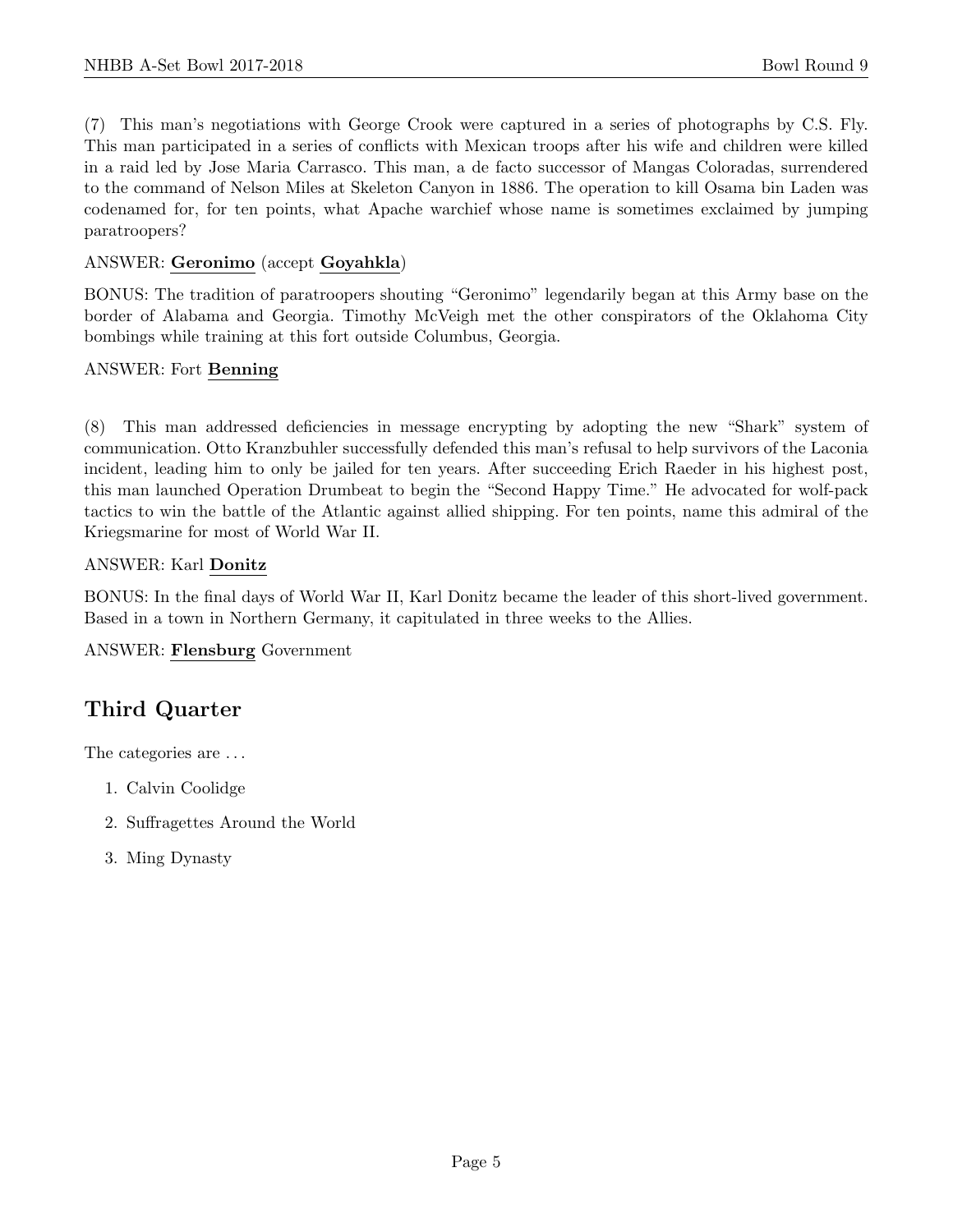(7) This man's negotiations with George Crook were captured in a series of photographs by C.S. Fly. This man participated in a series of conflicts with Mexican troops after his wife and children were killed in a raid led by Jose Maria Carrasco. This man, a de facto successor of Mangas Coloradas, surrendered to the command of Nelson Miles at Skeleton Canyon in 1886. The operation to kill Osama bin Laden was codenamed for, for ten points, what Apache warchief whose name is sometimes exclaimed by jumping paratroopers?

ANSWER: **Geronimo** (accept **Goyahkla**)

BONUS: The tradition of paratroopers shouting "Geronimo" legendarily began at this Army base on the border of Alabama and Georgia. Timothy McVeigh met the other conspirators of the Oklahoma City bombings while training at this fort outside Columbus, Georgia.

ANSWER: Fort **Benning**

(8) This man addressed deficiencies in message encrypting by adopting the new "Shark" system of communication. Otto Kranzbuhler successfully defended this man's refusal to help survivors of the Laconia incident, leading him to only be jailed for ten years. After succeeding Erich Raeder in his highest post, this man launched Operation Drumbeat to begin the "Second Happy Time." He advocated for wolf-pack tactics to win the battle of the Atlantic against allied shipping. For ten points, name this admiral of the Kriegsmarine for most of World War II.

ANSWER: Karl **Donitz**

BONUS: In the final days of World War II, Karl Donitz became the leader of this short-lived government. Based in a town in Northern Germany, it capitulated in three weeks to the Allies.

ANSWER: **Flensburg** Government

## Third Quarter

The categories are ...

1. Calvin Coolidge
2. Suffragettes Around the World
3. Ming Dynasty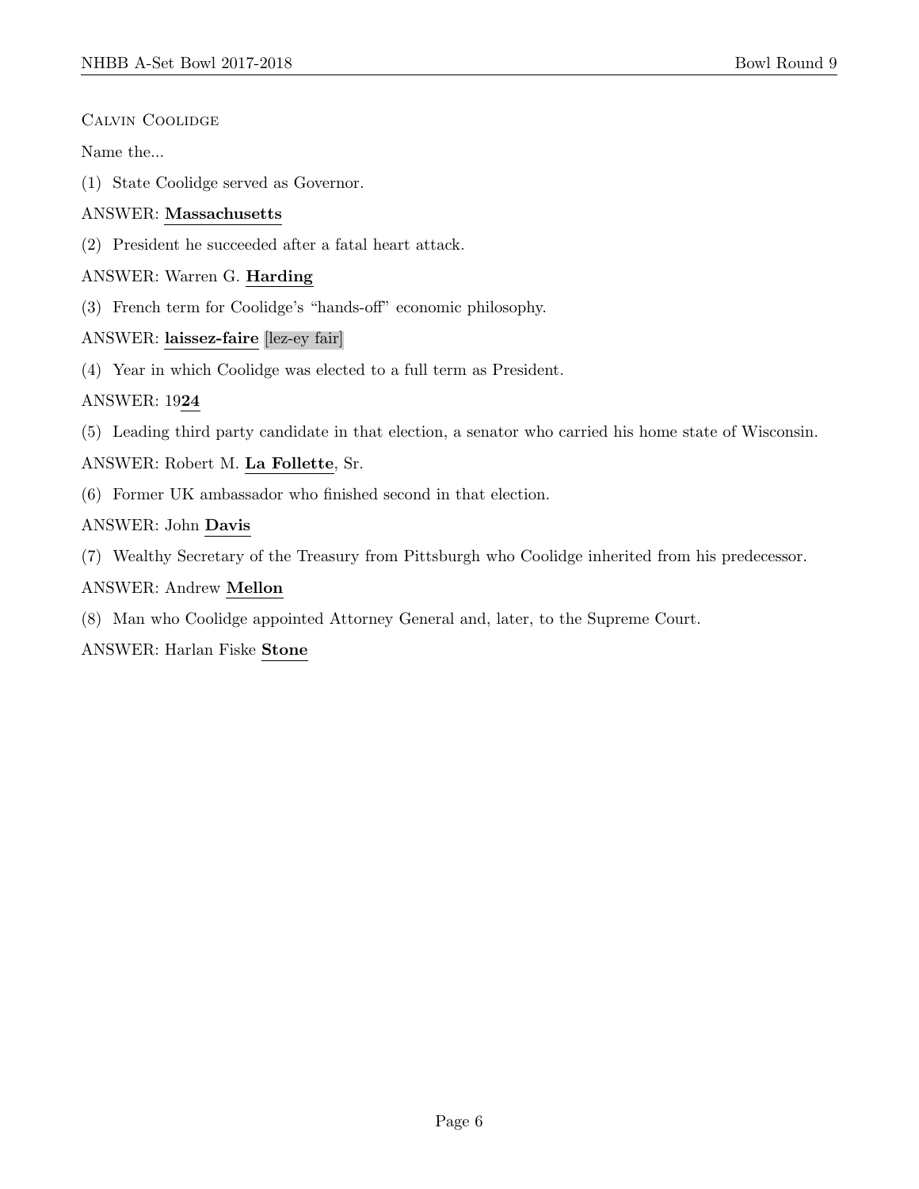Calvin Coolidge

Name the...

(1) State Coolidge served as Governor.

ANSWER: **Massachusetts**

(2) President he succeeded after a fatal heart attack.

ANSWER: Warren G. **Harding**

(3) French term for Coolidge's "hands-off" economic philosophy.

ANSWER: **laissez-faire** [lez-ey fair]

(4) Year in which Coolidge was elected to a full term as President.

ANSWER: 19**24**

(5) Leading third party candidate in that election, a senator who carried his home state of Wisconsin.

ANSWER: Robert M. **La Follette**, Sr.

(6) Former UK ambassador who finished second in that election.

ANSWER: John **Davis**

(7) Wealthy Secretary of the Treasury from Pittsburgh who Coolidge inherited from his predecessor.

ANSWER: Andrew **Mellon**

(8) Man who Coolidge appointed Attorney General and, later, to the Supreme Court.

ANSWER: Harlan Fiske **Stone**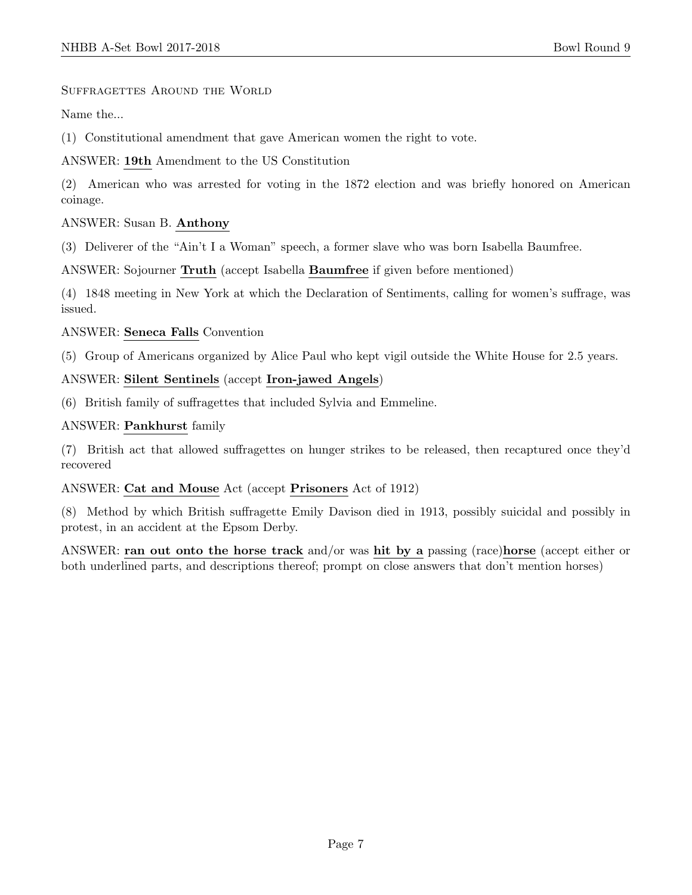Suffragettes Around the World

Name the...

(1) Constitutional amendment that gave American women the right to vote.

ANSWER: **<u>19th</u>** Amendment to the US Constitution

(2) American who was arrested for voting in the 1872 election and was briefly honored on American coinage.

ANSWER: Susan B. **<u>Anthony</u>**

(3) Deliverer of the "Ain't I a Woman" speech, a former slave who was born Isabella Baumfree.

ANSWER: Sojourner **<u>Truth</u>** (accept Isabella **<u>Baumfree</u>** if given before mentioned)

(4) 1848 meeting in New York at which the Declaration of Sentiments, calling for women's suffrage, was issued.

ANSWER: **<u>Seneca Falls</u>** Convention

(5) Group of Americans organized by Alice Paul who kept vigil outside the White House for 2.5 years.

ANSWER: **<u>Silent Sentinels</u>** (accept **<u>Iron-jawed Angels</u>**)

(6) British family of suffragettes that included Sylvia and Emmeline.

ANSWER: **<u>Pankhurst</u>** family

(7) British act that allowed suffragettes on hunger strikes to be released, then recaptured once they'd recovered

ANSWER: **<u>Cat and Mouse</u>** Act (accept **<u>Prisoners</u>** Act of 1912)

(8) Method by which British suffragette Emily Davison died in 1913, possibly suicidal and possibly in protest, in an accident at the Epsom Derby.

ANSWER: **<u>ran out onto the horse track</u>** and/or was **<u>hit by a</u>** passing (race)**<u>horse</u>** (accept either or both underlined parts, and descriptions thereof; prompt on close answers that don't mention horses)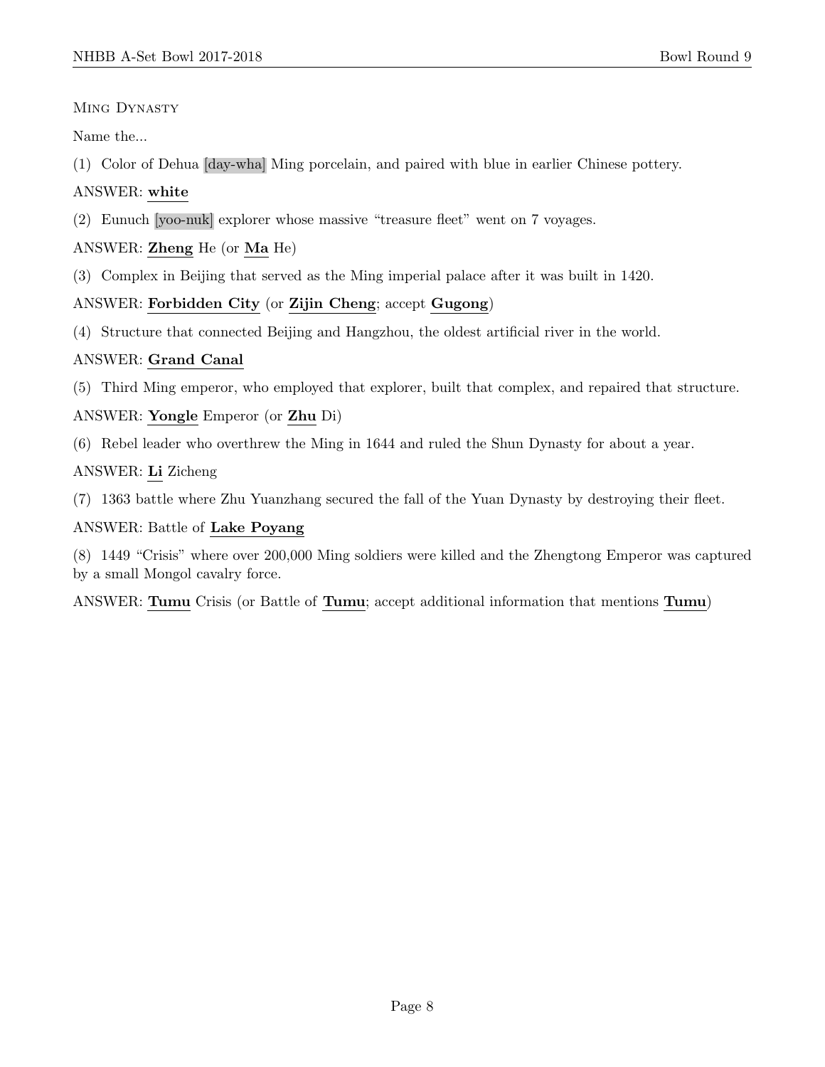Ming Dynasty

Name the...

(1) Color of Dehua [day-wha] Ming porcelain, and paired with blue in earlier Chinese pottery.

ANSWER: **white**

(2) Eunuch [yoo-nuk] explorer whose massive "treasure fleet" went on 7 voyages.

ANSWER: **Zheng** He (or **Ma** He)

(3) Complex in Beijing that served as the Ming imperial palace after it was built in 1420.

ANSWER: **Forbidden City** (or **Zijin Cheng**; accept **Gugong**)

(4) Structure that connected Beijing and Hangzhou, the oldest artificial river in the world.

ANSWER: **Grand Canal**

(5) Third Ming emperor, who employed that explorer, built that complex, and repaired that structure.

ANSWER: **Yongle** Emperor (or **Zhu** Di)

(6) Rebel leader who overthrew the Ming in 1644 and ruled the Shun Dynasty for about a year.

ANSWER: **Li** Zicheng

(7) 1363 battle where Zhu Yuanzhang secured the fall of the Yuan Dynasty by destroying their fleet.

ANSWER: Battle of **Lake Poyang**

(8) 1449 "Crisis" where over 200,000 Ming soldiers were killed and the Zhengtong Emperor was captured by a small Mongol cavalry force.

ANSWER: **Tumu** Crisis (or Battle of **Tumu**; accept additional information that mentions **Tumu**)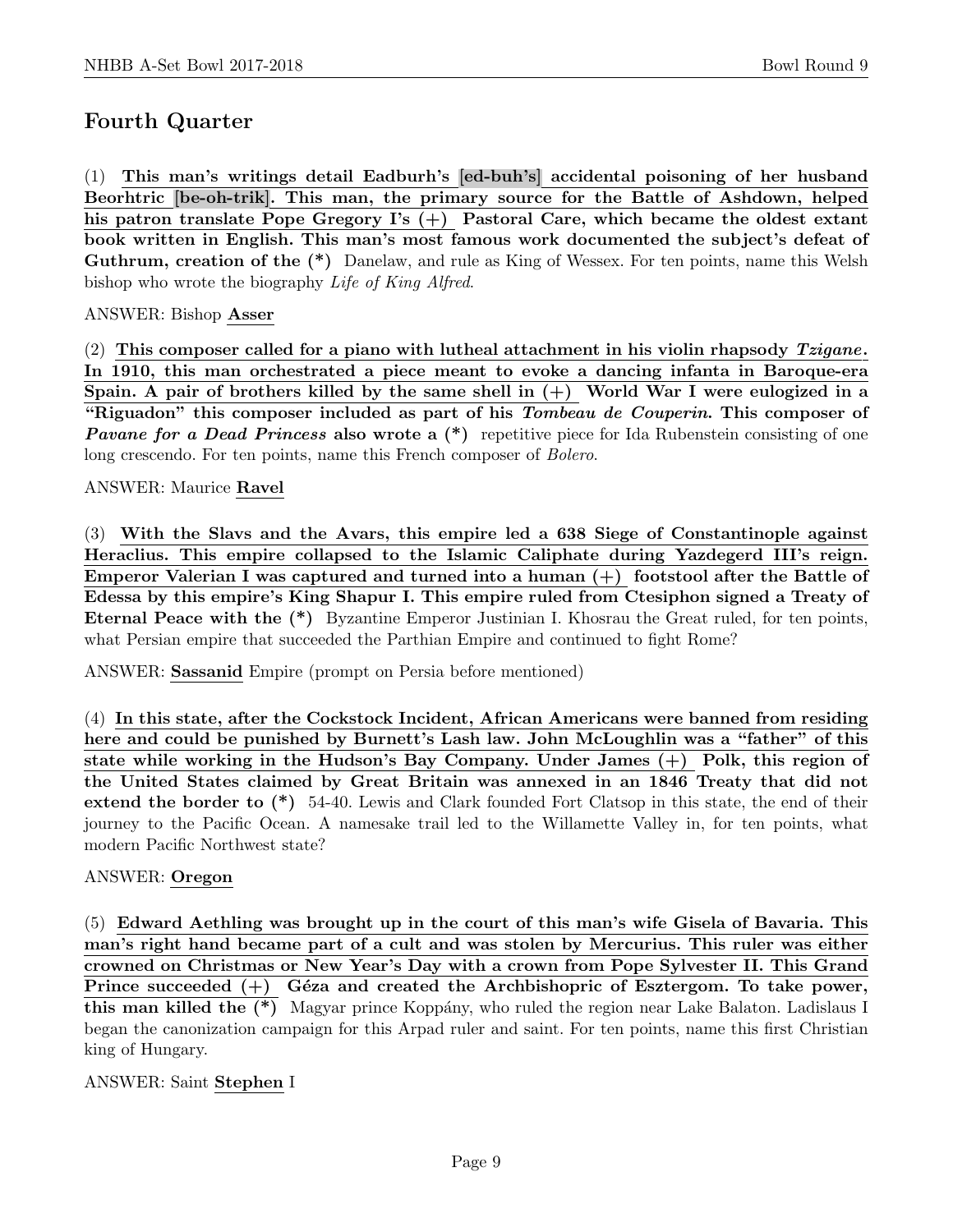## Fourth Quarter

(1) **This man's writings detail Eadburh's [ed-buh's] accidental poisoning of her husband Beorhtric [be-oh-trik]. This man, the primary source for the Battle of Ashdown, helped his patron translate Pope Gregory I's (+) Pastoral Care, which became the oldest extant book written in English. This man's most famous work documented the subject's defeat of Guthrum, creation of the (*)** Danelaw, and rule as King of Wessex. For ten points, name this Welsh bishop who wrote the biography *Life of King Alfred*.

ANSWER: Bishop **Asser**

(2) **This composer called for a piano with lutheal attachment in his violin rhapsody *Tzigane*. In 1910, this man orchestrated a piece meant to evoke a dancing infanta in Baroque-era Spain. A pair of brothers killed by the same shell in (+) World War I were eulogized in a "Riguadon" this composer included as part of his *Tombeau de Couperin*. This composer of *Pavane for a Dead Princess* also wrote a (*)** repetitive piece for Ida Rubenstein consisting of one long crescendo. For ten points, name this French composer of *Bolero*.

ANSWER: Maurice **Ravel**

(3) **With the Slavs and the Avars, this empire led a 638 Siege of Constantinople against Heraclius. This empire collapsed to the Islamic Caliphate during Yazdegerd III's reign. Emperor Valerian I was captured and turned into a human (+) footstool after the Battle of Edessa by this empire's King Shapur I. This empire ruled from Ctesiphon signed a Treaty of Eternal Peace with the (*)** Byzantine Emperor Justinian I. Khosrau the Great ruled, for ten points, what Persian empire that succeeded the Parthian Empire and continued to fight Rome?

ANSWER: **Sassanid** Empire (prompt on Persia before mentioned)

(4) **In this state, after the Cockstock Incident, African Americans were banned from residing here and could be punished by Burnett's Lash law. John McLoughlin was a "father" of this state while working in the Hudson's Bay Company. Under James (+) Polk, this region of the United States claimed by Great Britain was annexed in an 1846 Treaty that did not extend the border to (*)** 54-40. Lewis and Clark founded Fort Clatsop in this state, the end of their journey to the Pacific Ocean. A namesake trail led to the Willamette Valley in, for ten points, what modern Pacific Northwest state?

ANSWER: **Oregon**

(5) **Edward Aethling was brought up in the court of this man's wife Gisela of Bavaria. This man's right hand became part of a cult and was stolen by Mercurius. This ruler was either crowned on Christmas or New Year's Day with a crown from Pope Sylvester II. This Grand Prince succeeded (+) Géza and created the Archbishopric of Esztergom. To take power, this man killed the (*)** Magyar prince Koppány, who ruled the region near Lake Balaton. Ladislaus I began the canonization campaign for this Arpad ruler and saint. For ten points, name this first Christian king of Hungary.

ANSWER: Saint **Stephen** I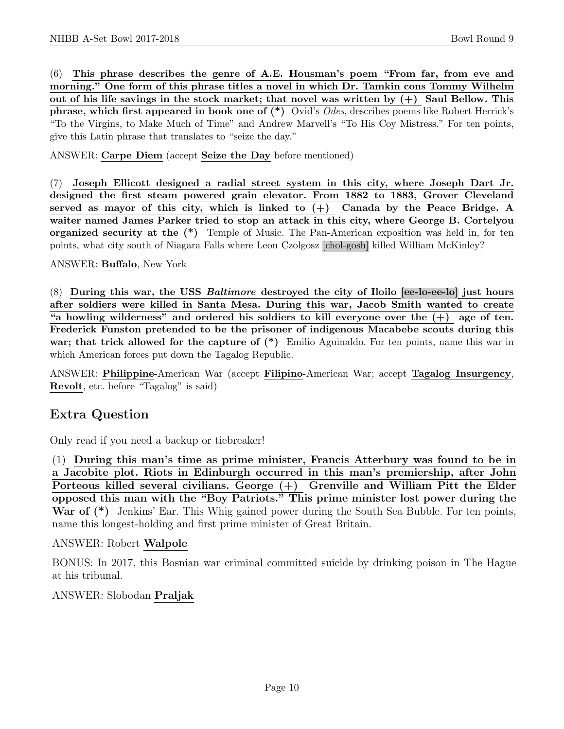(6) **This phrase describes the genre of A.E. Housman's poem "From far, from eve and morning." One form of this phrase titles a novel in which Dr. Tamkin cons Tommy Wilhelm out of his life savings in the stock market; that novel was written by (+) Saul Bellow. This phrase, which first appeared in book one of (*)** Ovid's *Odes*, describes poems like Robert Herrick's "To the Virgins, to Make Much of Time" and Andrew Marvell's "To His Coy Mistress." For ten points, give this Latin phrase that translates to "seize the day."

ANSWER: **Carpe Diem** (accept **Seize the Day** before mentioned)

(7) **Joseph Ellicott designed a radial street system in this city, where Joseph Dart Jr. designed the first steam powered grain elevator. From 1882 to 1883, Grover Cleveland served as mayor of this city, which is linked to (+) Canada by the Peace Bridge. A waiter named James Parker tried to stop an attack in this city, where George B. Cortelyou organized security at the (*)** Temple of Music. The Pan-American exposition was held in, for ten points, what city south of Niagara Falls where Leon Czolgosz [chol-gosh] killed William McKinley?

ANSWER: **Buffalo**, New York

(8) **During this war, the USS *Baltimore* destroyed the city of Iloilo [ee-lo-ee-lo] just hours after soldiers were killed in Santa Mesa. During this war, Jacob Smith wanted to create "a howling wilderness" and ordered his soldiers to kill everyone over the (+) age of ten. Frederick Funston pretended to be the prisoner of indigenous Macabebe scouts during this war; that trick allowed for the capture of (*)** Emilio Aguinaldo. For ten points, name this war in which American forces put down the Tagalog Republic.

ANSWER: **Philippine**-American War (accept **Filipino**-American War; accept **Tagalog Insurgency**, **Revolt**, etc. before "Tagalog" is said)

## Extra Question

Only read if you need a backup or tiebreaker!

(1) **During this man's time as prime minister, Francis Atterbury was found to be in a Jacobite plot. Riots in Edinburgh occurred in this man's premiership, after John Porteous killed several civilians. George (+) Grenville and William Pitt the Elder opposed this man with the "Boy Patriots." This prime minister lost power during the War of (*)** Jenkins' Ear. This Whig gained power during the South Sea Bubble. For ten points, name this longest-holding and first prime minister of Great Britain.

ANSWER: Robert **Walpole**

BONUS: In 2017, this Bosnian war criminal committed suicide by drinking poison in The Hague at his tribunal.

ANSWER: Slobodan **Praljak**